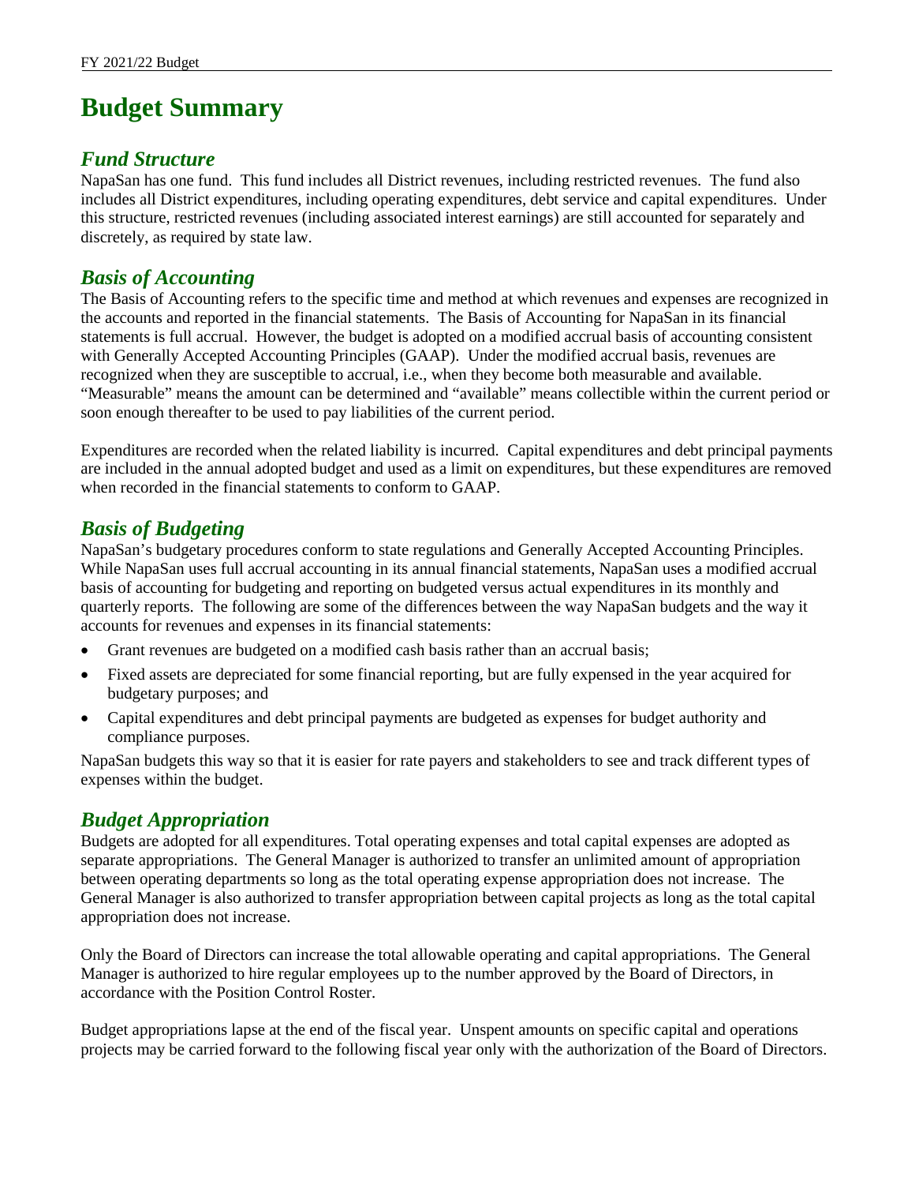# Budget Summary

## *Fund Structure*

NapaSan has one fund. This fund includes all District revenues, including restricted revenues. The fund also includes all District expenditures, including operating expenditures, debt service and capital expenditures. Under this structure, restricted revenues (including associated interest earnings) are still accounted for separately and discretely, as required by state law.

## *Basis of Accounting*

The Basis of Accounting refers to the specific time and method at which revenues and expenses are recognized in the accounts and reported in the financial statements. The Basis of Accounting for NapaSan in its financial statements is full accrual. However, the budget is adopted on a modified accrual basis of accounting consistent with Generally Accepted Accounting Principles (GAAP). Under the modified accrual basis, revenues are recognized when they are susceptible to accrual, i.e., when they become both measurable and available. "Measurable" means the amount can be determined and "available" means collectible within the current period or soon enough thereafter to be used to pay liabilities of the current period.

Expenditures are recorded when the related liability is incurred. Capital expenditures and debt principal payments are included in the annual adopted budget and used as a limit on expenditures, but these expenditures are removed when recorded in the financial statements to conform to GAAP.

## *Basis of Budgeting*

NapaSan's budgetary procedures conform to state regulations and Generally Accepted Accounting Principles. While NapaSan uses full accrual accounting in its annual financial statements, NapaSan uses a modified accrual basis of accounting for budgeting and reporting on budgeted versus actual expenditures in its monthly and quarterly reports. The following are some of the differences between the way NapaSan budgets and the way it accounts for revenues and expenses in its financial statements:

- Grant revenues are budgeted on a modified cash basis rather than an accrual basis;
- Fixed assets are depreciated for some financial reporting, but are fully expensed in the year acquired for budgetary purposes; and
- Capital expenditures and debt principal payments are budgeted as expenses for budget authority and compliance purposes.

NapaSan budgets this way so that it is easier for rate payers and stakeholders to see and track different types of expenses within the budget.

## *Budget Appropriation*

Budgets are adopted for all expenditures. Total operating expenses and total capital expenses are adopted as separate appropriations. The General Manager is authorized to transfer an unlimited amount of appropriation between operating departments so long as the total operating expense appropriation does not increase. The General Manager is also authorized to transfer appropriation between capital projects as long as the total capital appropriation does not increase.

Only the Board of Directors can increase the total allowable operating and capital appropriations. The General Manager is authorized to hire regular employees up to the number approved by the Board of Directors, in accordance with the Position Control Roster.

Budget appropriations lapse at the end of the fiscal year. Unspent amounts on specific capital and operations projects may be carried forward to the following fiscal year only with the authorization of the Board of Directors.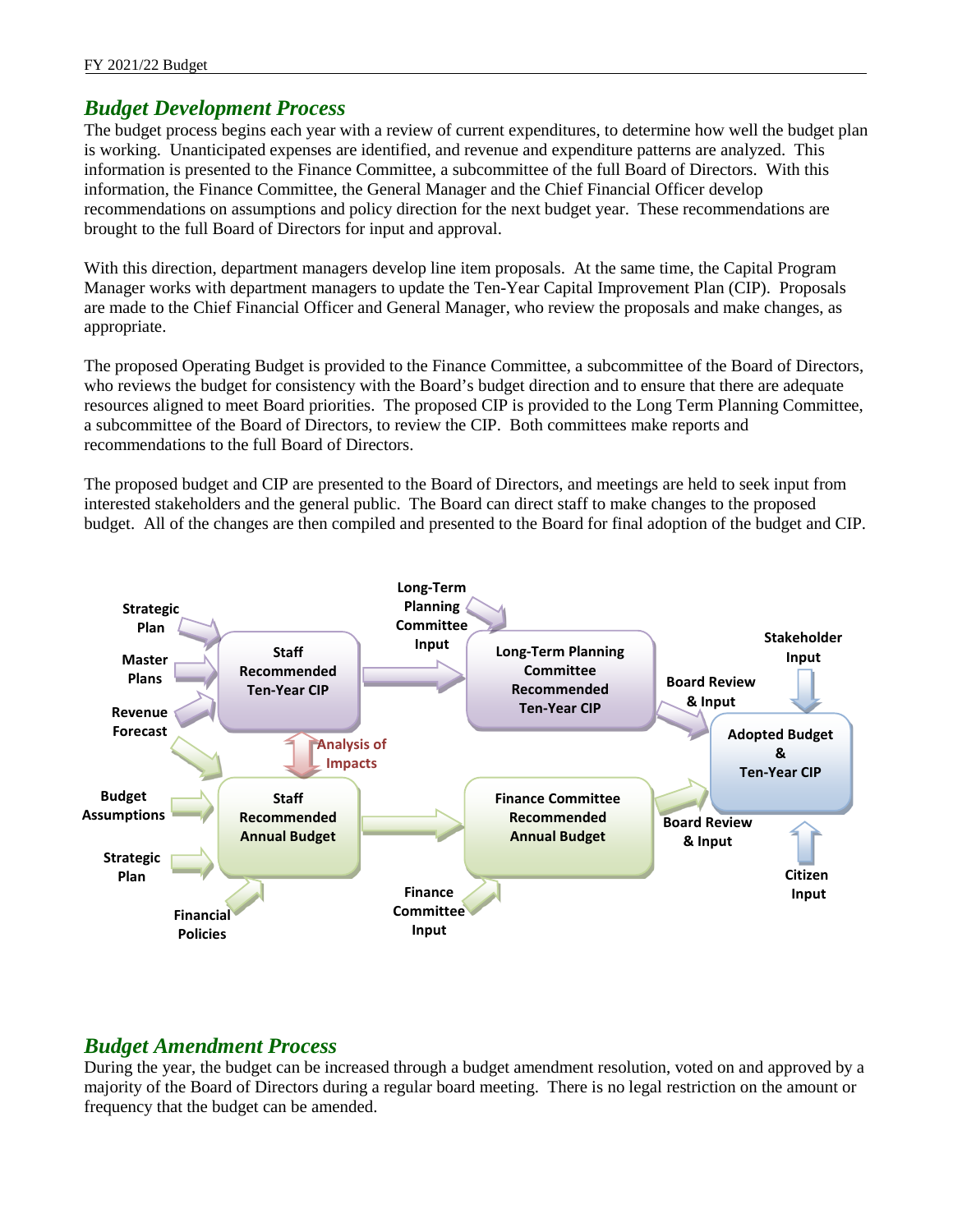## *Budget Development Process*

The budget process begins each year with a review of current expenditures, to determine how well the budget plan is working. Unanticipated expenses are identified, and revenue and expenditure patterns are analyzed. This information is presented to the Finance Committee, a subcommittee of the full Board of Directors. With this information, the Finance Committee, the General Manager and the Chief Financial Officer develop recommendations on assumptions and policy direction for the next budget year. These recommendations are brought to the full Board of Directors for input and approval.

With this direction, department managers develop line item proposals. At the same time, the Capital Program Manager works with department managers to update the Ten-Year Capital Improvement Plan (CIP). Proposals are made to the Chief Financial Officer and General Manager, who review the proposals and make changes, as appropriate.

The proposed Operating Budget is provided to the Finance Committee, a subcommittee of the Board of Directors, who reviews the budget for consistency with the Board's budget direction and to ensure that there are adequate resources aligned to meet Board priorities. The proposed CIP is provided to the Long Term Planning Committee, a subcommittee of the Board of Directors, to review the CIP. Both committees make reports and recommendations to the full Board of Directors.

The proposed budget and CIP are presented to the Board of Directors, and meetings are held to seek input from interested stakeholders and the general public. The Board can direct staff to make changes to the proposed budget. All of the changes are then compiled and presented to the Board for final adoption of the budget and CIP.

Strategic Plan → Master Plans → Revenue Forecast → **Staff Recommended Ten-Year CIP** → **Long-Term Planning Committee Recommended Ten-Year CIP** (Long-Term Planning Committee Input) → Board Review & Input → **Adopted Budget & Ten-Year CIP** (Stakeholder Input)

Analysis of Impacts

Revenue Forecast, Budget Assumptions, Strategic Plan, Financial Policies → **Staff Recommended Annual Budget** → **Finance Committee Recommended Annual Budget** (Finance Committee Input) → Board Review & Input → **Adopted Budget & Ten-Year CIP** (Citizen Input)

## *Budget Amendment Process*

During the year, the budget can be increased through a budget amendment resolution, voted on and approved by a majority of the Board of Directors during a regular board meeting. There is no legal restriction on the amount or frequency that the budget can be amended.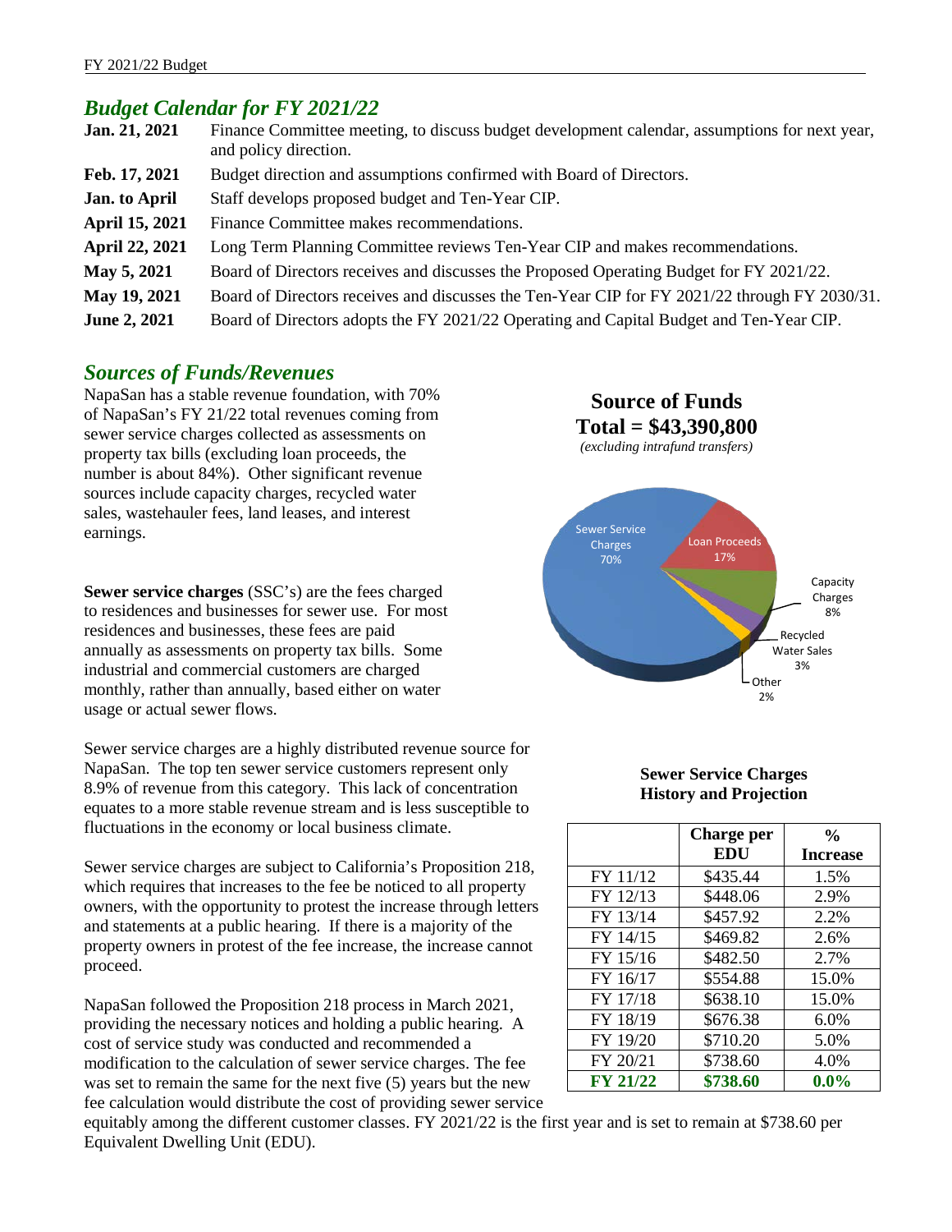## *Budget Calendar for FY 2021/22*

| | |
|---|---|
| **Jan. 21, 2021** | Finance Committee meeting, to discuss budget development calendar, assumptions for next year, and policy direction. |
| **Feb. 17, 2021** | Budget direction and assumptions confirmed with Board of Directors. |
| **Jan. to April** | Staff develops proposed budget and Ten-Year CIP. |
| **April 15, 2021** | Finance Committee makes recommendations. |
| **April 22, 2021** | Long Term Planning Committee reviews Ten-Year CIP and makes recommendations. |
| **May 5, 2021** | Board of Directors receives and discusses the Proposed Operating Budget for FY 2021/22. |
| **May 19, 2021** | Board of Directors receives and discusses the Ten-Year CIP for FY 2021/22 through FY 2030/31. |
| **June 2, 2021** | Board of Directors adopts the FY 2021/22 Operating and Capital Budget and Ten-Year CIP. |

## *Sources of Funds/Revenues*

NapaSan has a stable revenue foundation, with 70% of NapaSan's FY 21/22 total revenues coming from sewer service charges collected as assessments on property tax bills (excluding loan proceeds, the number is about 84%). Other significant revenue sources include capacity charges, recycled water sales, wastehauler fees, land leases, and interest earnings.

**Source of Funds**
**Total = $43,390,800**
*(excluding intrafund transfers)*

- Sewer Service Charges 70%
- Loan Proceeds 17%
- Capacity Charges 8%
- Recycled Water Sales 3%
- Other 2%

**Sewer service charges** (SSC's) are the fees charged to residences and businesses for sewer use. For most residences and businesses, these fees are paid annually as assessments on property tax bills. Some industrial and commercial customers are charged monthly, rather than annually, based either on water usage or actual sewer flows.

Sewer service charges are a highly distributed revenue source for NapaSan. The top ten sewer service customers represent only 8.9% of revenue from this category. This lack of concentration equates to a more stable revenue stream and is less susceptible to fluctuations in the economy or local business climate.

Sewer service charges are subject to California's Proposition 218, which requires that increases to the fee be noticed to all property owners, with the opportunity to protest the increase through letters and statements at a public hearing. If there is a majority of the property owners in protest of the fee increase, the increase cannot proceed.

**Sewer Service Charges History and Projection**

| | Charge per EDU | % Increase |
|---|---|---|
| FY 11/12 | $435.44 | 1.5% |
| FY 12/13 | $448.06 | 2.9% |
| FY 13/14 | $457.92 | 2.2% |
| FY 14/15 | $469.82 | 2.6% |
| FY 15/16 | $482.50 | 2.7% |
| FY 16/17 | $554.88 | 15.0% |
| FY 17/18 | $638.10 | 15.0% |
| FY 18/19 | $676.38 | 6.0% |
| FY 19/20 | $710.20 | 5.0% |
| FY 20/21 | $738.60 | 4.0% |
| **FY 21/22** | **$738.60** | **0.0%** |

NapaSan followed the Proposition 218 process in March 2021, providing the necessary notices and holding a public hearing. A cost of service study was conducted and recommended a modification to the calculation of sewer service charges. The fee was set to remain the same for the next five (5) years but the new fee calculation would distribute the cost of providing sewer service equitably among the different customer classes. FY 2021/22 is the first year and is set to remain at $738.60 per Equivalent Dwelling Unit (EDU).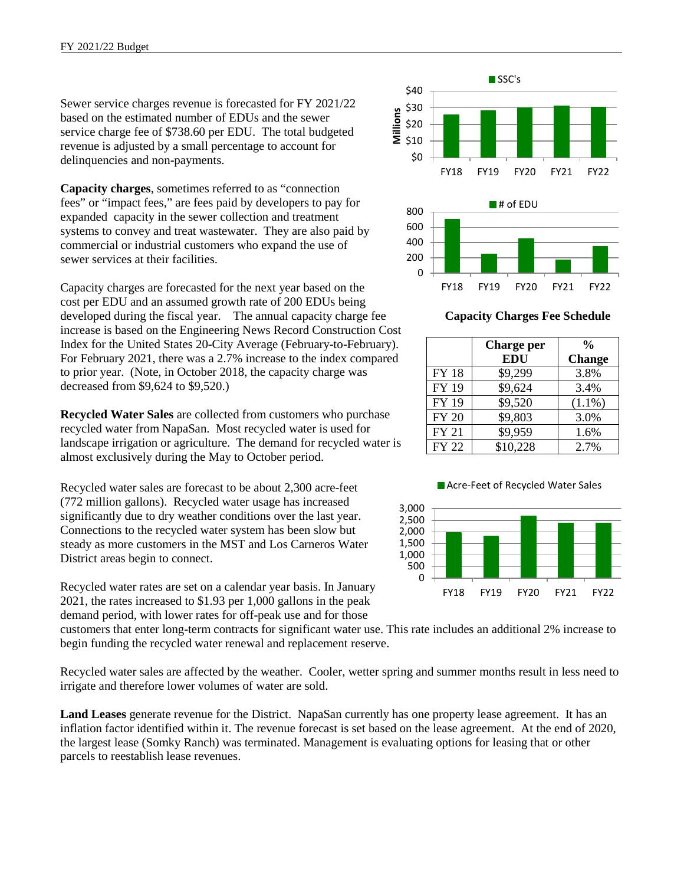Sewer service charges revenue is forecasted for FY 2021/22 based on the estimated number of EDUs and the sewer service charge fee of $738.60 per EDU. The total budgeted revenue is adjusted by a small percentage to account for delinquencies and non-payments.

**Capacity charges**, sometimes referred to as "connection fees" or "impact fees," are fees paid by developers to pay for expanded capacity in the sewer collection and treatment systems to convey and treat wastewater. They are also paid by commercial or industrial customers who expand the use of sewer services at their facilities.

Capacity charges are forecasted for the next year based on the cost per EDU and an assumed growth rate of 200 EDUs being developed during the fiscal year. The annual capacity charge fee increase is based on the Engineering News Record Construction Cost Index for the United States 20-City Average (February-to-February). For February 2021, there was a 2.7% increase to the index compared to prior year. (Note, in October 2018, the capacity charge was decreased from $9,624 to $9,520.)

**Capacity Charges Fee Schedule**

| | Charge per EDU | % Change |
|---|---|---|
| FY 18 | $9,299 | 3.8% |
| FY 19 | $9,624 | 3.4% |
| FY 19 | $9,520 | (1.1%) |
| FY 20 | $9,803 | 3.0% |
| FY 21 | $9,959 | 1.6% |
| FY 22 | $10,228 | 2.7% |

**Recycled Water Sales** are collected from customers who purchase recycled water from NapaSan. Most recycled water is used for landscape irrigation or agriculture. The demand for recycled water is almost exclusively during the May to October period.

Recycled water sales are forecast to be about 2,300 acre-feet (772 million gallons). Recycled water usage has increased significantly due to dry weather conditions over the last year. Connections to the recycled water system has been slow but steady as more customers in the MST and Los Carneros Water District areas begin to connect.

Recycled water rates are set on a calendar year basis. In January 2021, the rates increased to $1.93 per 1,000 gallons in the peak demand period, with lower rates for off-peak use and for those customers that enter long-term contracts for significant water use. This rate includes an additional 2% increase to begin funding the recycled water renewal and replacement reserve.

Recycled water sales are affected by the weather. Cooler, wetter spring and summer months result in less need to irrigate and therefore lower volumes of water are sold.

**Land Leases** generate revenue for the District. NapaSan currently has one property lease agreement. It has an inflation factor identified within it. The revenue forecast is set based on the lease agreement. At the end of 2020, the largest lease (Somky Ranch) was terminated. Management is evaluating options for leasing that or other parcels to reestablish lease revenues.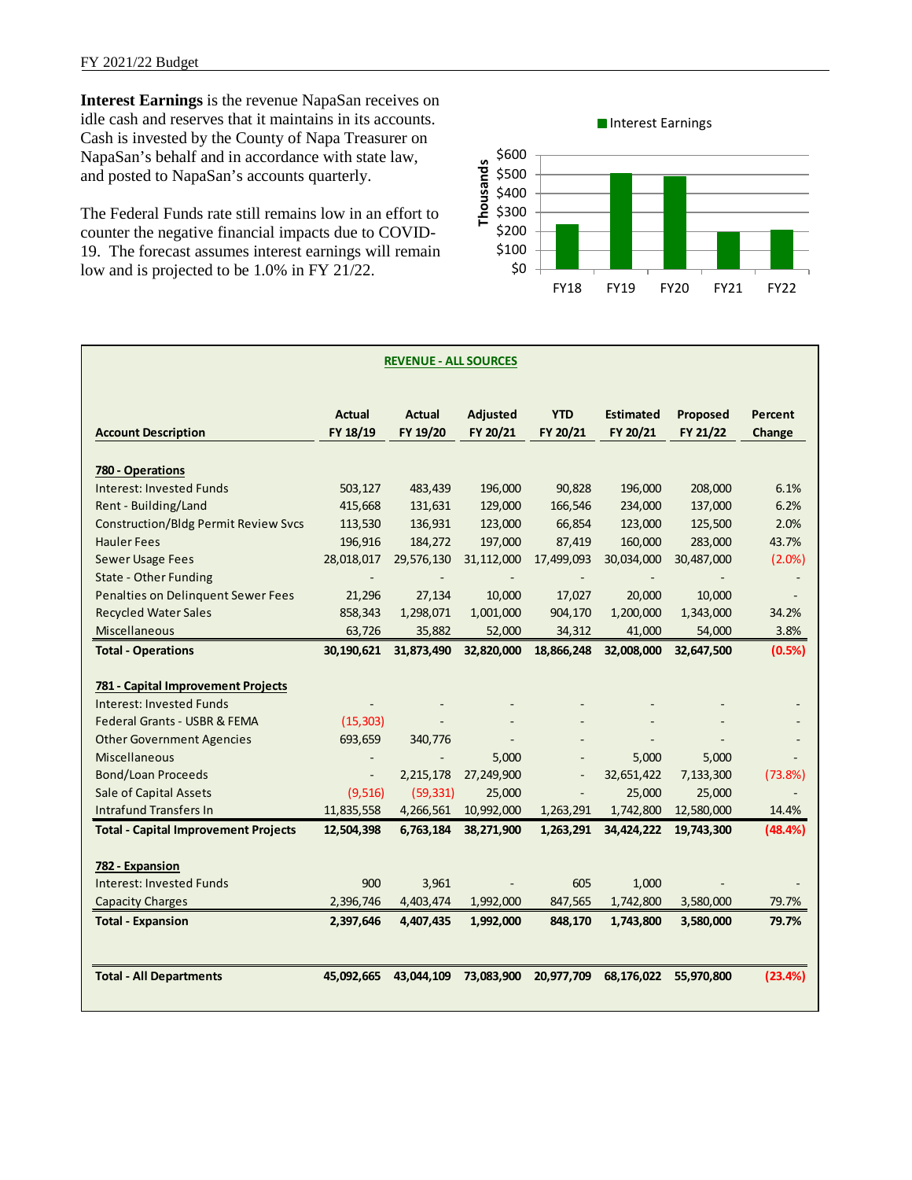**Interest Earnings** is the revenue NapaSan receives on idle cash and reserves that it maintains in its accounts. Cash is invested by the County of Napa Treasurer on NapaSan's behalf and in accordance with state law, and posted to NapaSan's accounts quarterly.

The Federal Funds rate still remains low in an effort to counter the negative financial impacts due to COVID-19. The forecast assumes interest earnings will remain low and is projected to be 1.0% in FY 21/22.

**REVENUE - ALL SOURCES**

| Account Description | Actual FY 18/19 | Actual FY 19/20 | Adjusted FY 20/21 | YTD FY 20/21 | Estimated FY 20/21 | Proposed FY 21/22 | Percent Change |
|---|---|---|---|---|---|---|---|
| **780 - Operations** | | | | | | | |
| Interest: Invested Funds | 503,127 | 483,439 | 196,000 | 90,828 | 196,000 | 208,000 | 6.1% |
| Rent - Building/Land | 415,668 | 131,631 | 129,000 | 166,546 | 234,000 | 137,000 | 6.2% |
| Construction/Bldg Permit Review Svcs | 113,530 | 136,931 | 123,000 | 66,854 | 123,000 | 125,500 | 2.0% |
| Hauler Fees | 196,916 | 184,272 | 197,000 | 87,419 | 160,000 | 283,000 | 43.7% |
| Sewer Usage Fees | 28,018,017 | 29,576,130 | 31,112,000 | 17,499,093 | 30,034,000 | 30,487,000 | (2.0%) |
| State - Other Funding | - | - | - | - | - | - | - |
| Penalties on Delinquent Sewer Fees | 21,296 | 27,134 | 10,000 | 17,027 | 20,000 | 10,000 | - |
| Recycled Water Sales | 858,343 | 1,298,071 | 1,001,000 | 904,170 | 1,200,000 | 1,343,000 | 34.2% |
| Miscellaneous | 63,726 | 35,882 | 52,000 | 34,312 | 41,000 | 54,000 | 3.8% |
| **Total - Operations** | **30,190,621** | **31,873,490** | **32,820,000** | **18,866,248** | **32,008,000** | **32,647,500** | **(0.5%)** |
| **781 - Capital Improvement Projects** | | | | | | | |
| Interest: Invested Funds | - | - | - | - | - | - | - |
| Federal Grants - USBR & FEMA | (15,303) | - | - | - | - | - | - |
| Other Government Agencies | 693,659 | 340,776 | - | - | - | - | - |
| Miscellaneous | - | - | 5,000 | - | 5,000 | 5,000 | - |
| Bond/Loan Proceeds | - | 2,215,178 | 27,249,900 | - | 32,651,422 | 7,133,300 | (73.8%) |
| Sale of Capital Assets | (9,516) | (59,331) | 25,000 | - | 25,000 | 25,000 | - |
| Intrafund Transfers In | 11,835,558 | 4,266,561 | 10,992,000 | 1,263,291 | 1,742,800 | 12,580,000 | 14.4% |
| **Total - Capital Improvement Projects** | **12,504,398** | **6,763,184** | **38,271,900** | **1,263,291** | **34,424,222** | **19,743,300** | **(48.4%)** |
| **782 - Expansion** | | | | | | | |
| Interest: Invested Funds | 900 | 3,961 | - | 605 | 1,000 | - | - |
| Capacity Charges | 2,396,746 | 4,403,474 | 1,992,000 | 847,565 | 1,742,800 | 3,580,000 | 79.7% |
| **Total - Expansion** | **2,397,646** | **4,407,435** | **1,992,000** | **848,170** | **1,743,800** | **3,580,000** | **79.7%** |
| **Total - All Departments** | **45,092,665** | **43,044,109** | **73,083,900** | **20,977,709** | **68,176,022** | **55,970,800** | **(23.4%)** |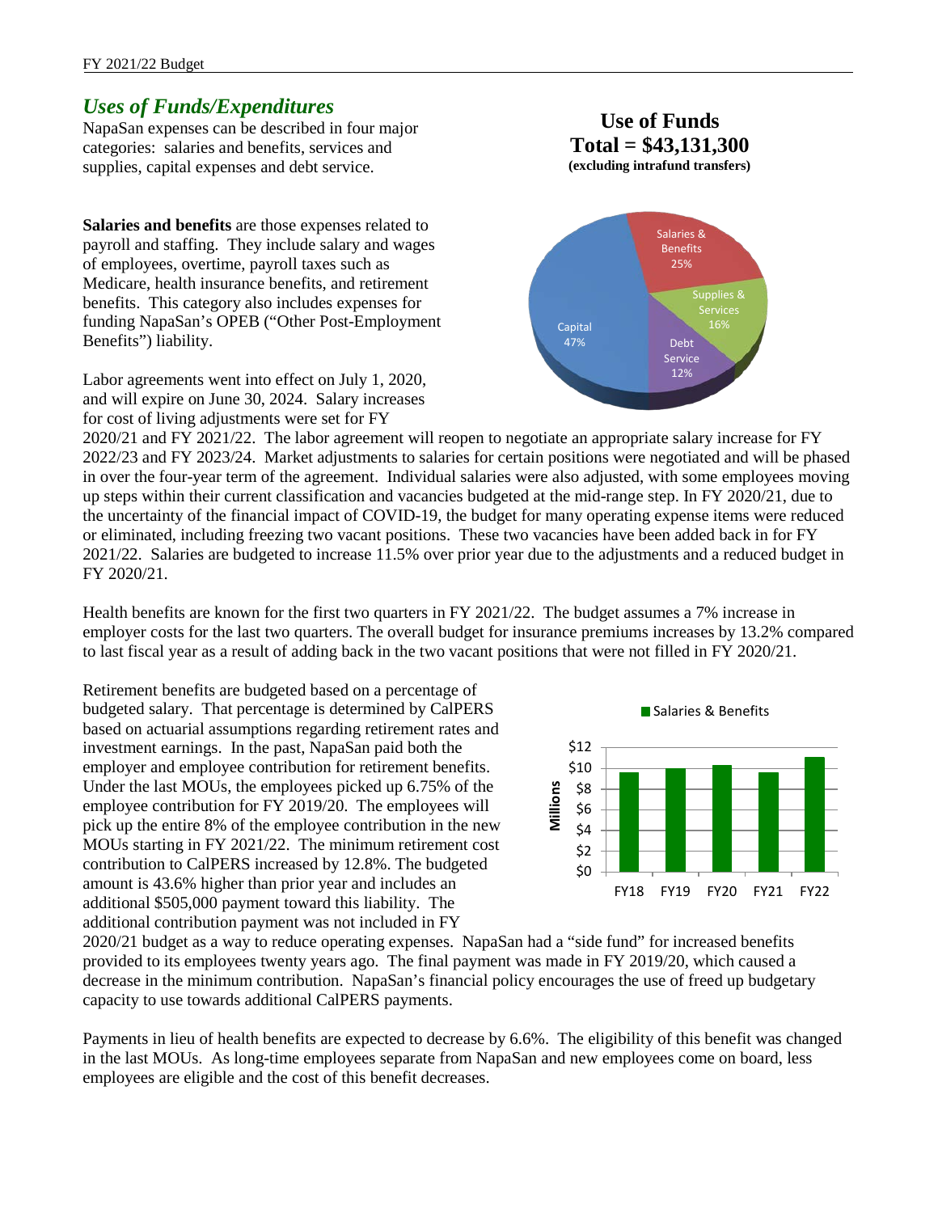## *Uses of Funds/Expenditures*

NapaSan expenses can be described in four major categories: salaries and benefits, services and supplies, capital expenses and debt service.

**Use of Funds**
**Total = $43,131,300**
**(excluding intrafund transfers)**

**Salaries and benefits** are those expenses related to payroll and staffing. They include salary and wages of employees, overtime, payroll taxes such as Medicare, health insurance benefits, and retirement benefits. This category also includes expenses for funding NapaSan's OPEB ("Other Post-Employment Benefits") liability.

Labor agreements went into effect on July 1, 2020, and will expire on June 30, 2024. Salary increases for cost of living adjustments were set for FY 2020/21 and FY 2021/22. The labor agreement will reopen to negotiate an appropriate salary increase for FY 2022/23 and FY 2023/24. Market adjustments to salaries for certain positions were negotiated and will be phased in over the four-year term of the agreement. Individual salaries were also adjusted, with some employees moving up steps within their current classification and vacancies budgeted at the mid-range step. In FY 2020/21, due to the uncertainty of the financial impact of COVID-19, the budget for many operating expense items were reduced or eliminated, including freezing two vacant positions. These two vacancies have been added back in for FY 2021/22. Salaries are budgeted to increase 11.5% over prior year due to the adjustments and a reduced budget in FY 2020/21.

Health benefits are known for the first two quarters in FY 2021/22. The budget assumes a 7% increase in employer costs for the last two quarters. The overall budget for insurance premiums increases by 13.2% compared to last fiscal year as a result of adding back in the two vacant positions that were not filled in FY 2020/21.

Retirement benefits are budgeted based on a percentage of budgeted salary. That percentage is determined by CalPERS based on actuarial assumptions regarding retirement rates and investment earnings. In the past, NapaSan paid both the employer and employee contribution for retirement benefits. Under the last MOUs, the employees picked up 6.75% of the employee contribution for FY 2019/20. The employees will pick up the entire 8% of the employee contribution in the new MOUs starting in FY 2021/22. The minimum retirement cost contribution to CalPERS increased by 12.8%. The budgeted amount is 43.6% higher than prior year and includes an additional $505,000 payment toward this liability. The additional contribution payment was not included in FY 2020/21 budget as a way to reduce operating expenses. NapaSan had a "side fund" for increased benefits provided to its employees twenty years ago. The final payment was made in FY 2019/20, which caused a decrease in the minimum contribution. NapaSan's financial policy encourages the use of freed up budgetary capacity to use towards additional CalPERS payments.

Payments in lieu of health benefits are expected to decrease by 6.6%. The eligibility of this benefit was changed in the last MOUs. As long-time employees separate from NapaSan and new employees come on board, less employees are eligible and the cost of this benefit decreases.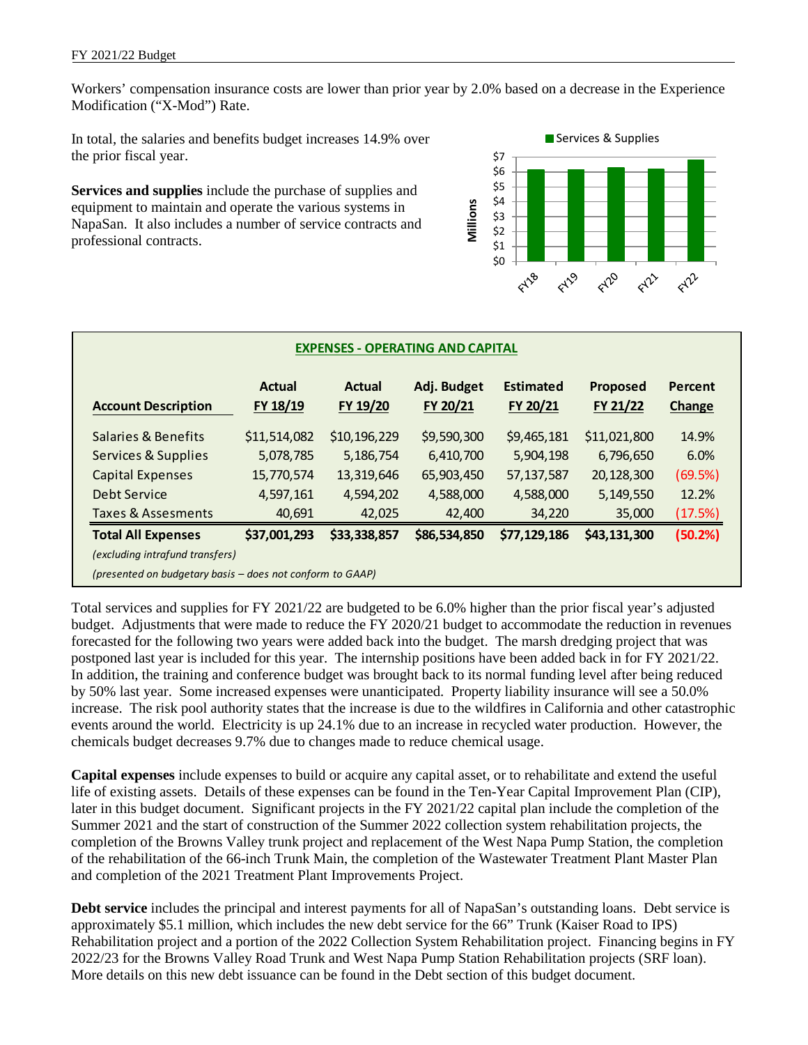Workers' compensation insurance costs are lower than prior year by 2.0% based on a decrease in the Experience Modification ("X-Mod") Rate.

In total, the salaries and benefits budget increases 14.9% over the prior fiscal year.

**Services and supplies** include the purchase of supplies and equipment to maintain and operate the various systems in NapaSan. It also includes a number of service contracts and professional contracts.

**EXPENSES - OPERATING AND CAPITAL**

| Account Description | Actual FY 18/19 | Actual FY 19/20 | Adj. Budget FY 20/21 | Estimated FY 20/21 | Proposed FY 21/22 | Percent Change |
|---|---|---|---|---|---|---|
| Salaries & Benefits | $11,514,082 | $10,196,229 | $9,590,300 | $9,465,181 | $11,021,800 | 14.9% |
| Services & Supplies | 5,078,785 | 5,186,754 | 6,410,700 | 5,904,198 | 6,796,650 | 6.0% |
| Capital Expenses | 15,770,574 | 13,319,646 | 65,903,450 | 57,137,587 | 20,128,300 | (69.5%) |
| Debt Service | 4,597,161 | 4,594,202 | 4,588,000 | 4,588,000 | 5,149,550 | 12.2% |
| Taxes & Assesments | 40,691 | 42,025 | 42,400 | 34,220 | 35,000 | (17.5%) |
| **Total All Expenses** | **$37,001,293** | **$33,338,857** | **$86,534,850** | **$77,129,186** | **$43,131,300** | **(50.2%)** |

*(excluding intrafund transfers)*

*(presented on budgetary basis – does not conform to GAAP)*

Total services and supplies for FY 2021/22 are budgeted to be 6.0% higher than the prior fiscal year's adjusted budget. Adjustments that were made to reduce the FY 2020/21 budget to accommodate the reduction in revenues forecasted for the following two years were added back into the budget. The marsh dredging project that was postponed last year is included for this year. The internship positions have been added back in for FY 2021/22. In addition, the training and conference budget was brought back to its normal funding level after being reduced by 50% last year. Some increased expenses were unanticipated. Property liability insurance will see a 50.0% increase. The risk pool authority states that the increase is due to the wildfires in California and other catastrophic events around the world. Electricity is up 24.1% due to an increase in recycled water production. However, the chemicals budget decreases 9.7% due to changes made to reduce chemical usage.

**Capital expenses** include expenses to build or acquire any capital asset, or to rehabilitate and extend the useful life of existing assets. Details of these expenses can be found in the Ten-Year Capital Improvement Plan (CIP), later in this budget document. Significant projects in the FY 2021/22 capital plan include the completion of the Summer 2021 and the start of construction of the Summer 2022 collection system rehabilitation projects, the completion of the Browns Valley trunk project and replacement of the West Napa Pump Station, the completion of the rehabilitation of the 66-inch Trunk Main, the completion of the Wastewater Treatment Plant Master Plan and completion of the 2021 Treatment Plant Improvements Project.

**Debt service** includes the principal and interest payments for all of NapaSan's outstanding loans. Debt service is approximately $5.1 million, which includes the new debt service for the 66" Trunk (Kaiser Road to IPS) Rehabilitation project and a portion of the 2022 Collection System Rehabilitation project. Financing begins in FY 2022/23 for the Browns Valley Road Trunk and West Napa Pump Station Rehabilitation projects (SRF loan). More details on this new debt issuance can be found in the Debt section of this budget document.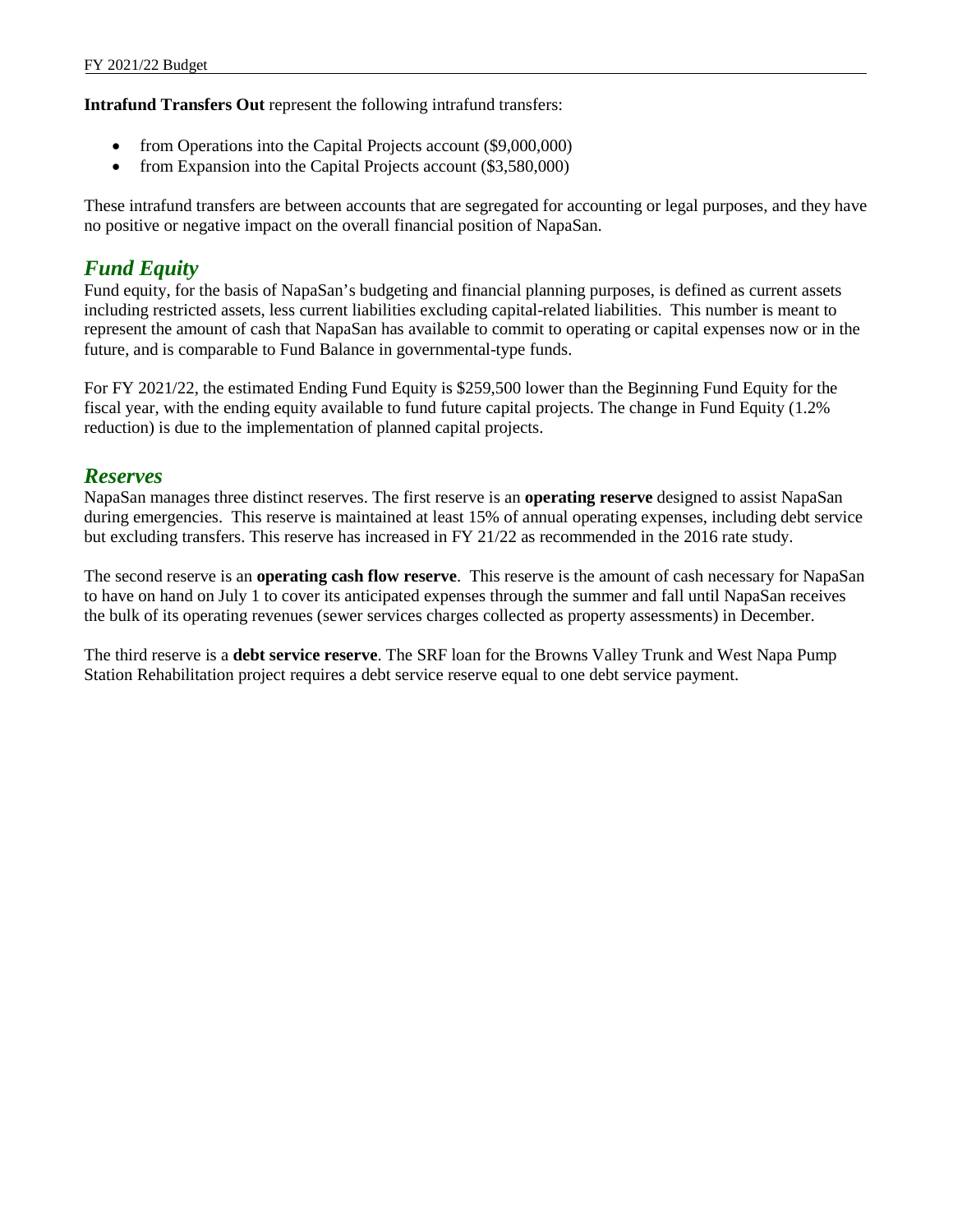**Intrafund Transfers Out** represent the following intrafund transfers:

- from Operations into the Capital Projects account ($9,000,000)
- from Expansion into the Capital Projects account ($3,580,000)

These intrafund transfers are between accounts that are segregated for accounting or legal purposes, and they have no positive or negative impact on the overall financial position of NapaSan.

## *Fund Equity*

Fund equity, for the basis of NapaSan's budgeting and financial planning purposes, is defined as current assets including restricted assets, less current liabilities excluding capital-related liabilities. This number is meant to represent the amount of cash that NapaSan has available to commit to operating or capital expenses now or in the future, and is comparable to Fund Balance in governmental-type funds.

For FY 2021/22, the estimated Ending Fund Equity is $259,500 lower than the Beginning Fund Equity for the fiscal year, with the ending equity available to fund future capital projects. The change in Fund Equity (1.2% reduction) is due to the implementation of planned capital projects.

## *Reserves*

NapaSan manages three distinct reserves. The first reserve is an **operating reserve** designed to assist NapaSan during emergencies. This reserve is maintained at least 15% of annual operating expenses, including debt service but excluding transfers. This reserve has increased in FY 21/22 as recommended in the 2016 rate study.

The second reserve is an **operating cash flow reserve**. This reserve is the amount of cash necessary for NapaSan to have on hand on July 1 to cover its anticipated expenses through the summer and fall until NapaSan receives the bulk of its operating revenues (sewer services charges collected as property assessments) in December.

The third reserve is a **debt service reserve**. The SRF loan for the Browns Valley Trunk and West Napa Pump Station Rehabilitation project requires a debt service reserve equal to one debt service payment.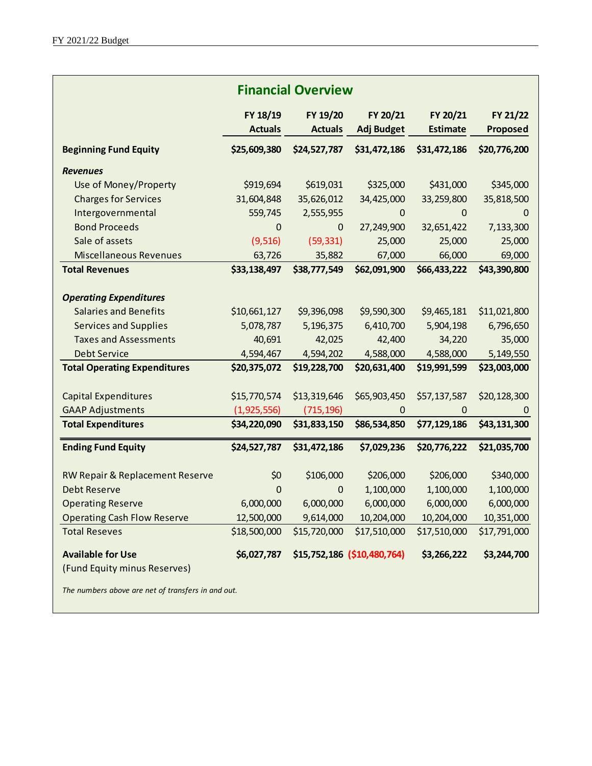## Financial Overview

| | FY 18/19 Actuals | FY 19/20 Actuals | FY 20/21 Adj Budget | FY 20/21 Estimate | FY 21/22 Proposed |
|---|---|---|---|---|---|
| **Beginning Fund Equity** | **$25,609,380** | **$24,527,787** | **$31,472,186** | **$31,472,186** | **$20,776,200** |
| ***Revenues*** | | | | | |
| Use of Money/Property | $919,694 | $619,031 | $325,000 | $431,000 | $345,000 |
| Charges for Services | 31,604,848 | 35,626,012 | 34,425,000 | 33,259,800 | 35,818,500 |
| Intergovernmental | 559,745 | 2,555,955 | 0 | 0 | 0 |
| Bond Proceeds | 0 | 0 | 27,249,900 | 32,651,422 | 7,133,300 |
| Sale of assets | (9,516) | (59,331) | 25,000 | 25,000 | 25,000 |
| Miscellaneous Revenues | 63,726 | 35,882 | 67,000 | 66,000 | 69,000 |
| **Total Revenues** | **$33,138,497** | **$38,777,549** | **$62,091,900** | **$66,433,222** | **$43,390,800** |
| ***Operating Expenditures*** | | | | | |
| Salaries and Benefits | $10,661,127 | $9,396,098 | $9,590,300 | $9,465,181 | $11,021,800 |
| Services and Supplies | 5,078,787 | 5,196,375 | 6,410,700 | 5,904,198 | 6,796,650 |
| Taxes and Assessments | 40,691 | 42,025 | 42,400 | 34,220 | 35,000 |
| Debt Service | 4,594,467 | 4,594,202 | 4,588,000 | 4,588,000 | 5,149,550 |
| **Total Operating Expenditures** | **$20,375,072** | **$19,228,700** | **$20,631,400** | **$19,991,599** | **$23,003,000** |
| Capital Expenditures | $15,770,574 | $13,319,646 | $65,903,450 | $57,137,587 | $20,128,300 |
| GAAP Adjustments | (1,925,556) | (715,196) | 0 | 0 | 0 |
| **Total Expenditures** | **$34,220,090** | **$31,833,150** | **$86,534,850** | **$77,129,186** | **$43,131,300** |
| **Ending Fund Equity** | **$24,527,787** | **$31,472,186** | **$7,029,236** | **$20,776,222** | **$21,035,700** |
| RW Repair & Replacement Reserve | $0 | $106,000 | $206,000 | $206,000 | $340,000 |
| Debt Reserve | 0 | 0 | 1,100,000 | 1,100,000 | 1,100,000 |
| Operating Reserve | 6,000,000 | 6,000,000 | 6,000,000 | 6,000,000 | 6,000,000 |
| Operating Cash Flow Reserve | 12,500,000 | 9,614,000 | 10,204,000 | 10,204,000 | 10,351,000 |
| Total Reseves | $18,500,000 | $15,720,000 | $17,510,000 | $17,510,000 | $17,791,000 |
| **Available for Use** (Fund Equity minus Reserves) | **$6,027,787** | **$15,752,186** | **($10,480,764)** | **$3,266,222** | **$3,244,700** |

*The numbers above are net of transfers in and out.*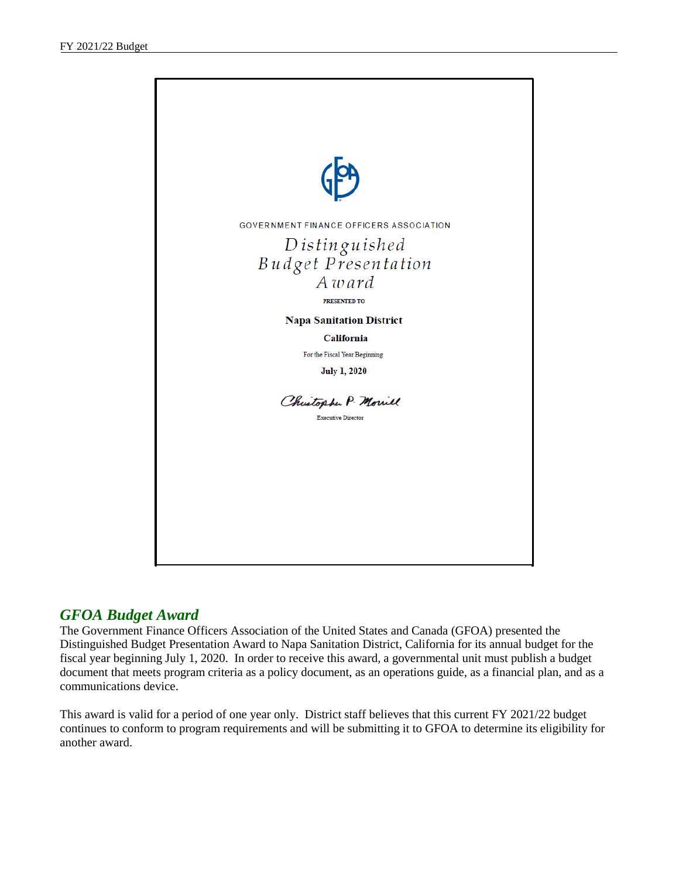GOVERNMENT FINANCE OFFICERS ASSOCIATION

*Distinguished Budget Presentation Award*

PRESENTED TO

**Napa Sanitation District**

**California**

For the Fiscal Year Beginning

**July 1, 2020**

Christopher P. Morrill

Executive Director

## *GFOA Budget Award*

The Government Finance Officers Association of the United States and Canada (GFOA) presented the Distinguished Budget Presentation Award to Napa Sanitation District, California for its annual budget for the fiscal year beginning July 1, 2020. In order to receive this award, a governmental unit must publish a budget document that meets program criteria as a policy document, as an operations guide, as a financial plan, and as a communications device.

This award is valid for a period of one year only. District staff believes that this current FY 2021/22 budget continues to conform to program requirements and will be submitting it to GFOA to determine its eligibility for another award.